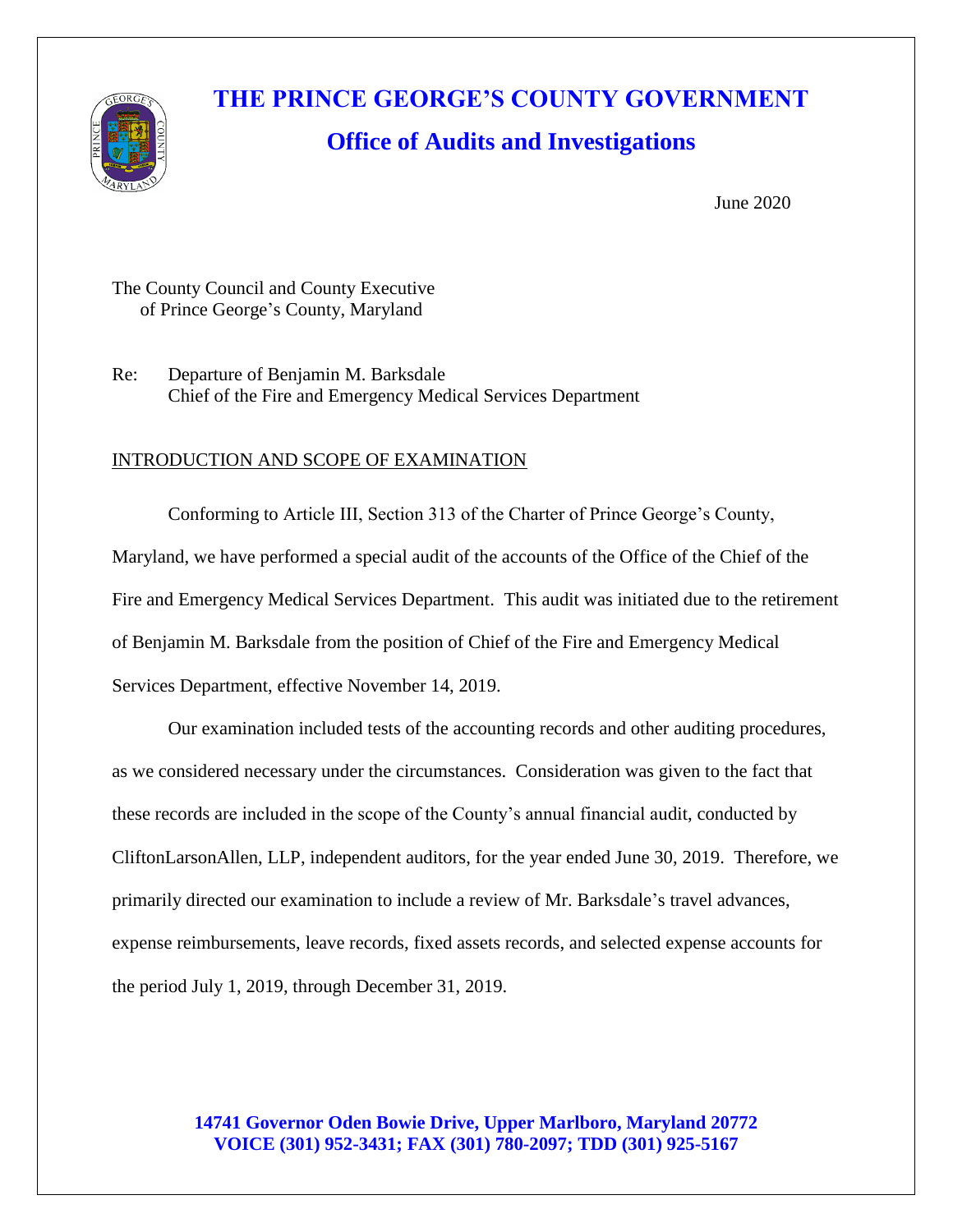# THE PRINCE GEORGE'S COUNTY GOVERNMENT

## Office of Audits and Investigations

June 2020

The County Council and County Executive
of Prince George's County, Maryland

Re: Departure of Benjamin M. Barksdale
Chief of the Fire and Emergency Medical Services Department

INTRODUCTION AND SCOPE OF EXAMINATION

Conforming to Article III, Section 313 of the Charter of Prince George's County, Maryland, we have performed a special audit of the accounts of the Office of the Chief of the Fire and Emergency Medical Services Department. This audit was initiated due to the retirement of Benjamin M. Barksdale from the position of Chief of the Fire and Emergency Medical Services Department, effective November 14, 2019.

Our examination included tests of the accounting records and other auditing procedures, as we considered necessary under the circumstances. Consideration was given to the fact that these records are included in the scope of the County's annual financial audit, conducted by CliftonLarsonAllen, LLP, independent auditors, for the year ended June 30, 2019. Therefore, we primarily directed our examination to include a review of Mr. Barksdale's travel advances, expense reimbursements, leave records, fixed assets records, and selected expense accounts for the period July 1, 2019, through December 31, 2019.

**14741 Governor Oden Bowie Drive, Upper Marlboro, Maryland 20772**
**VOICE (301) 952-3431; FAX (301) 780-2097; TDD (301) 925-5167**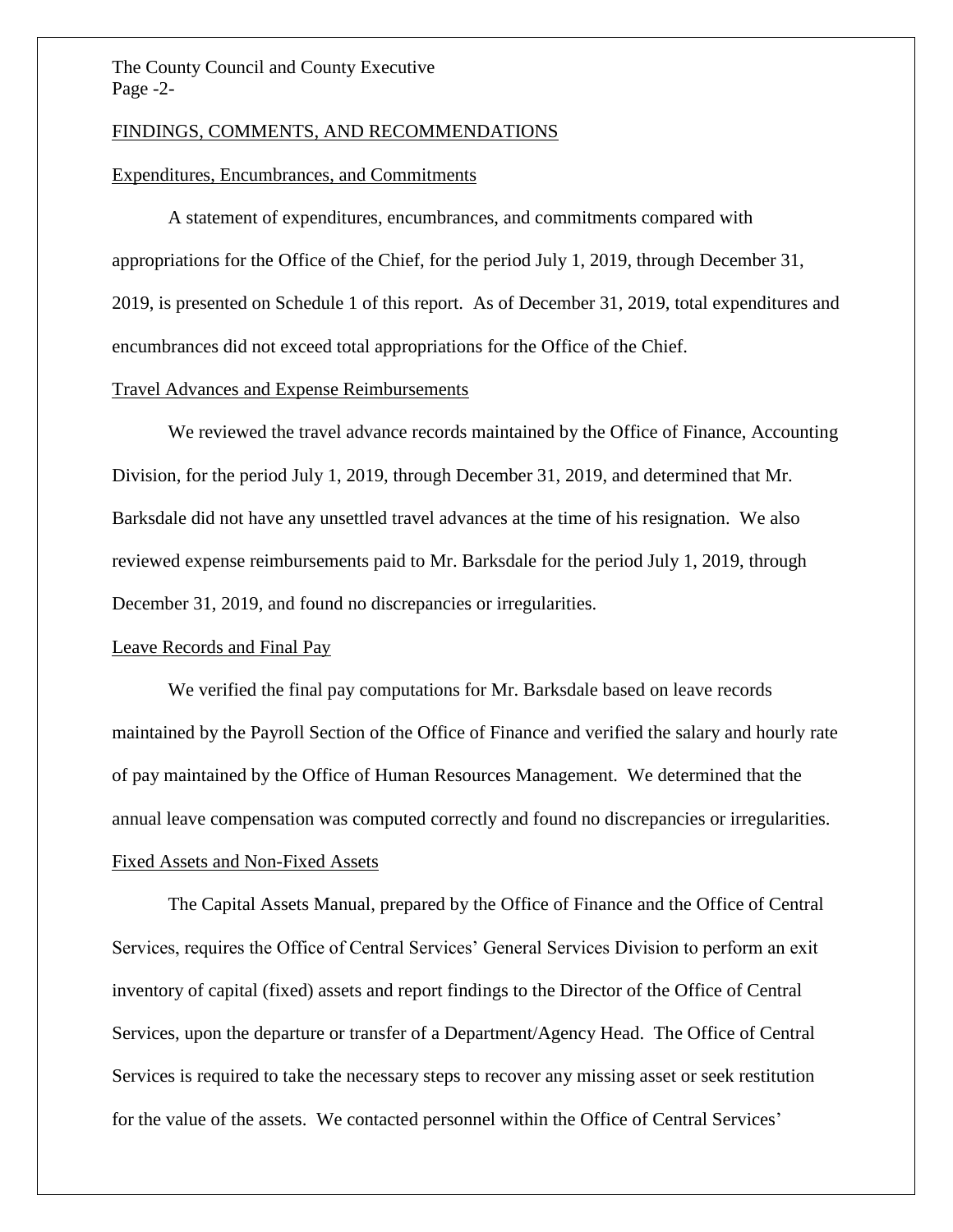FINDINGS, COMMENTS, AND RECOMMENDATIONS

Expenditures, Encumbrances, and Commitments

A statement of expenditures, encumbrances, and commitments compared with appropriations for the Office of the Chief, for the period July 1, 2019, through December 31, 2019, is presented on Schedule 1 of this report. As of December 31, 2019, total expenditures and encumbrances did not exceed total appropriations for the Office of the Chief.

Travel Advances and Expense Reimbursements

We reviewed the travel advance records maintained by the Office of Finance, Accounting Division, for the period July 1, 2019, through December 31, 2019, and determined that Mr. Barksdale did not have any unsettled travel advances at the time of his resignation. We also reviewed expense reimbursements paid to Mr. Barksdale for the period July 1, 2019, through December 31, 2019, and found no discrepancies or irregularities.

Leave Records and Final Pay

We verified the final pay computations for Mr. Barksdale based on leave records maintained by the Payroll Section of the Office of Finance and verified the salary and hourly rate of pay maintained by the Office of Human Resources Management. We determined that the annual leave compensation was computed correctly and found no discrepancies or irregularities.

Fixed Assets and Non-Fixed Assets

The Capital Assets Manual, prepared by the Office of Finance and the Office of Central Services, requires the Office of Central Services' General Services Division to perform an exit inventory of capital (fixed) assets and report findings to the Director of the Office of Central Services, upon the departure or transfer of a Department/Agency Head. The Office of Central Services is required to take the necessary steps to recover any missing asset or seek restitution for the value of the assets. We contacted personnel within the Office of Central Services'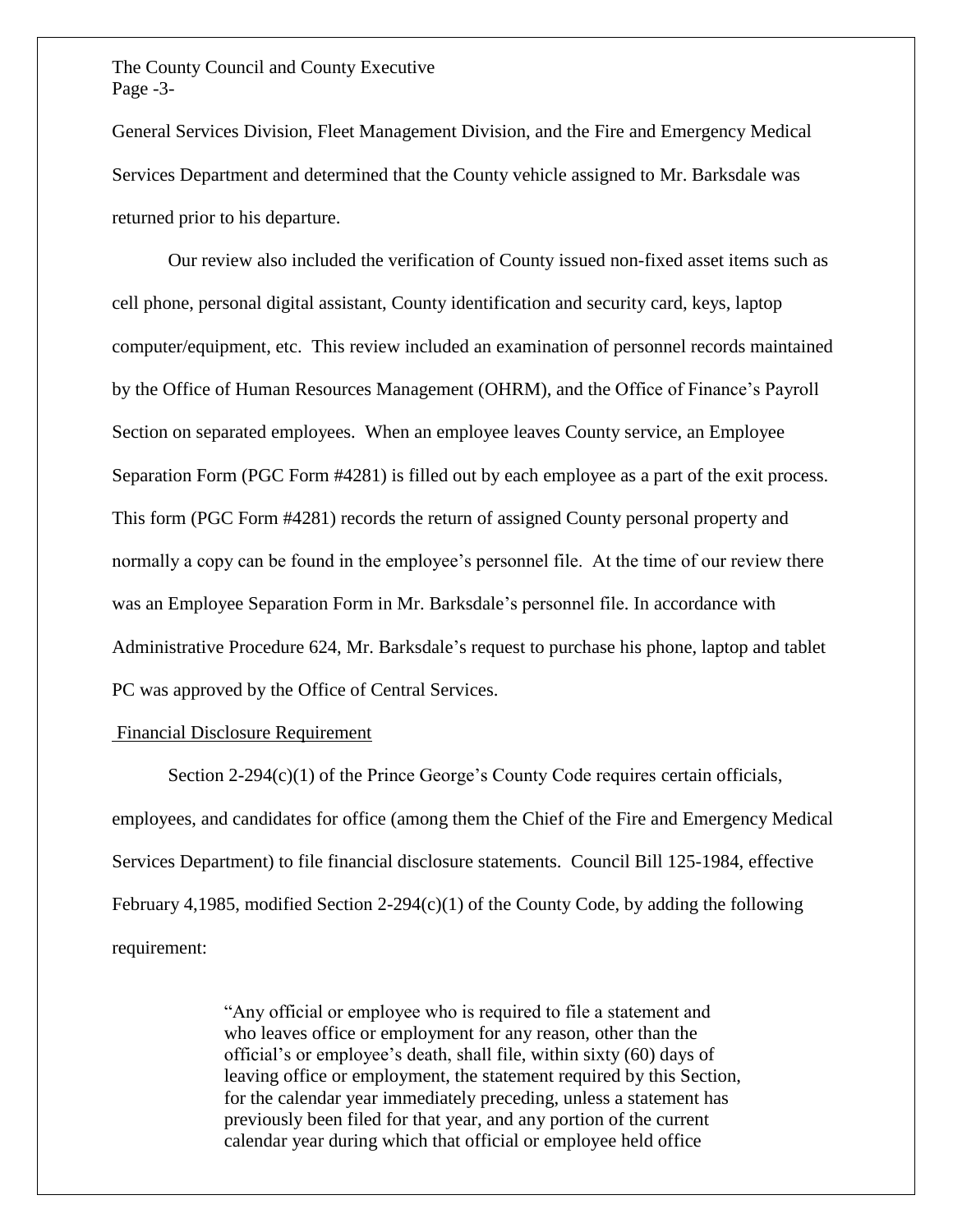General Services Division, Fleet Management Division, and the Fire and Emergency Medical Services Department and determined that the County vehicle assigned to Mr. Barksdale was returned prior to his departure.

Our review also included the verification of County issued non-fixed asset items such as cell phone, personal digital assistant, County identification and security card, keys, laptop computer/equipment, etc. This review included an examination of personnel records maintained by the Office of Human Resources Management (OHRM), and the Office of Finance's Payroll Section on separated employees. When an employee leaves County service, an Employee Separation Form (PGC Form #4281) is filled out by each employee as a part of the exit process. This form (PGC Form #4281) records the return of assigned County personal property and normally a copy can be found in the employee's personnel file. At the time of our review there was an Employee Separation Form in Mr. Barksdale's personnel file. In accordance with Administrative Procedure 624, Mr. Barksdale's request to purchase his phone, laptop and tablet PC was approved by the Office of Central Services.

Financial Disclosure Requirement

Section 2-294(c)(1) of the Prince George's County Code requires certain officials, employees, and candidates for office (among them the Chief of the Fire and Emergency Medical Services Department) to file financial disclosure statements. Council Bill 125-1984, effective February 4,1985, modified Section 2-294(c)(1) of the County Code, by adding the following requirement:

> "Any official or employee who is required to file a statement and who leaves office or employment for any reason, other than the official's or employee's death, shall file, within sixty (60) days of leaving office or employment, the statement required by this Section, for the calendar year immediately preceding, unless a statement has previously been filed for that year, and any portion of the current calendar year during which that official or employee held office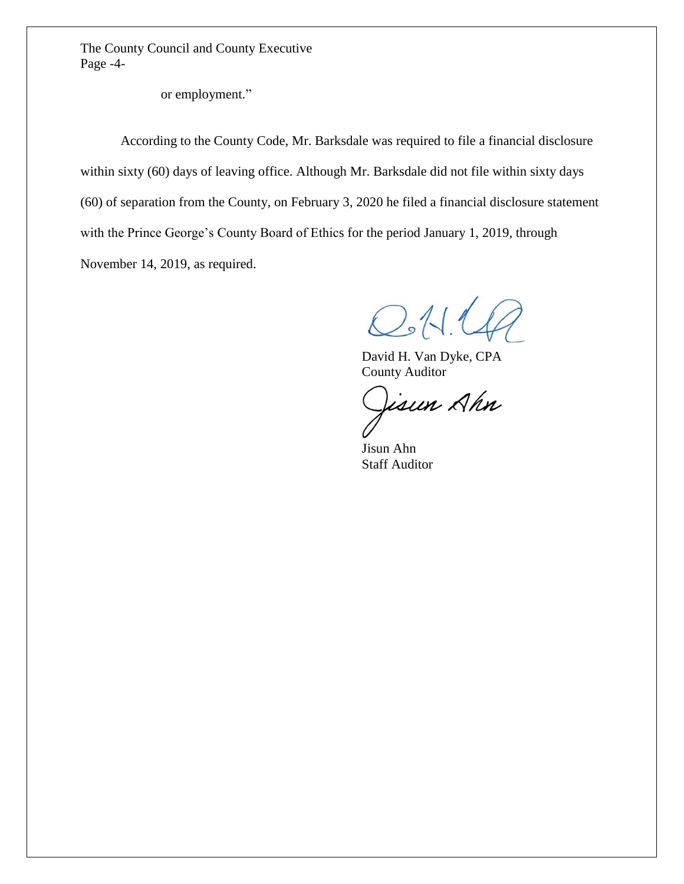or employment."

According to the County Code, Mr. Barksdale was required to file a financial disclosure within sixty (60) days of leaving office. Although Mr. Barksdale did not file within sixty days (60) of separation from the County, on February 3, 2020 he filed a financial disclosure statement with the Prince George's County Board of Ethics for the period January 1, 2019, through November 14, 2019, as required.

David H. Van Dyke, CPA
County Auditor

Jisun Ahn
Staff Auditor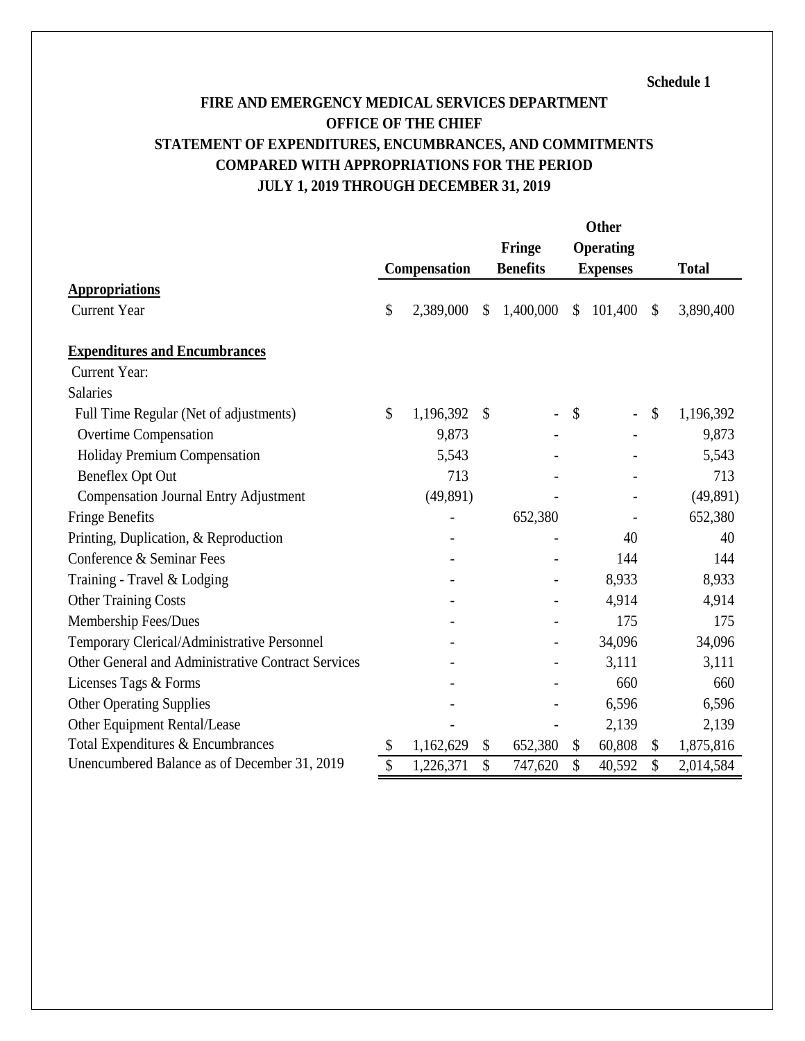Schedule 1

# FIRE AND EMERGENCY MEDICAL SERVICES DEPARTMENT
## OFFICE OF THE CHIEF
## STATEMENT OF EXPENDITURES, ENCUMBRANCES, AND COMMITMENTS COMPARED WITH APPROPRIATIONS FOR THE PERIOD JULY 1, 2019 THROUGH DECEMBER 31, 2019

| | Compensation | Fringe Benefits | Other Operating Expenses | Total |
|---|---|---|---|---|
| **Appropriations** | | | | |
| Current Year | $ 2,389,000 | $ 1,400,000 | $ 101,400 | $ 3,890,400 |
| **Expenditures and Encumbrances** | | | | |
| Current Year: | | | | |
| Salaries | | | | |
| Full Time Regular (Net of adjustments) | $ 1,196,392 | $ - | $ - | $ 1,196,392 |
| Overtime Compensation | 9,873 | - | - | 9,873 |
| Holiday Premium Compensation | 5,543 | - | - | 5,543 |
| Beneflex Opt Out | 713 | - | - | 713 |
| Compensation Journal Entry Adjustment | (49,891) | - | - | (49,891) |
| Fringe Benefits | - | 652,380 | - | 652,380 |
| Printing, Duplication, & Reproduction | - | - | 40 | 40 |
| Conference & Seminar Fees | - | - | 144 | 144 |
| Training - Travel & Lodging | - | - | 8,933 | 8,933 |
| Other Training Costs | - | - | 4,914 | 4,914 |
| Membership Fees/Dues | - | - | 175 | 175 |
| Temporary Clerical/Administrative Personnel | - | - | 34,096 | 34,096 |
| Other General and Administrative Contract Services | - | - | 3,111 | 3,111 |
| Licenses Tags & Forms | - | - | 660 | 660 |
| Other Operating Supplies | - | - | 6,596 | 6,596 |
| Other Equipment Rental/Lease | - | - | 2,139 | 2,139 |
| Total Expenditures & Encumbrances | $ 1,162,629 | $ 652,380 | $ 60,808 | $ 1,875,816 |
| Unencumbered Balance as of December 31, 2019 | $ 1,226,371 | $ 747,620 | $ 40,592 | $ 2,014,584 |